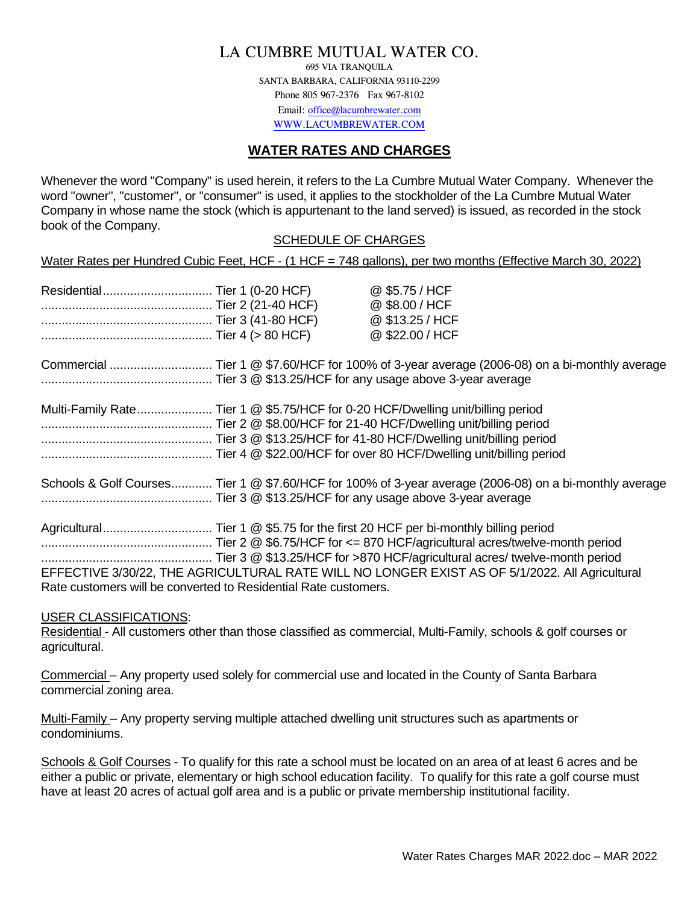# LA CUMBRE MUTUAL WATER CO.

695 VIA TRANQUILA
SANTA BARBARA, CALIFORNIA 93110-2299
Phone 805 967-2376 Fax 967-8102
Email: office@lacumbrewater.com
WWW.LACUMBREWATER.COM

## WATER RATES AND CHARGES

Whenever the word "Company" is used herein, it refers to the La Cumbre Mutual Water Company. Whenever the word "owner", "customer", or "consumer" is used, it applies to the stockholder of the La Cumbre Mutual Water Company in whose name the stock (which is appurtenant to the land served) is issued, as recorded in the stock book of the Company.

### SCHEDULE OF CHARGES

Water Rates per Hundred Cubic Feet, HCF - (1 HCF = 748 gallons), per two months (Effective March 30, 2022)

Residential................................ Tier 1 (0-20 HCF) @ $5.75 / HCF
.................................................. Tier 2 (21-40 HCF) @ $8.00 / HCF
.................................................. Tier 3 (41-80 HCF) @ $13.25 / HCF
.................................................. Tier 4 (> 80 HCF) @ $22.00 / HCF

Commercial .............................. Tier 1 @ $7.60/HCF for 100% of 3-year average (2006-08) on a bi-monthly average
.................................................. Tier 3 @ $13.25/HCF for any usage above 3-year average

Multi-Family Rate...................... Tier 1 @ $5.75/HCF for 0-20 HCF/Dwelling unit/billing period
.................................................. Tier 2 @ $8.00/HCF for 21-40 HCF/Dwelling unit/billing period
.................................................. Tier 3 @ $13.25/HCF for 41-80 HCF/Dwelling unit/billing period
.................................................. Tier 4 @ $22.00/HCF for over 80 HCF/Dwelling unit/billing period

Schools & Golf Courses............ Tier 1 @ $7.60/HCF for 100% of 3-year average (2006-08) on a bi-monthly average
.................................................. Tier 3 @ $13.25/HCF for any usage above 3-year average

Agricultural................................ Tier 1 @ $5.75 for the first 20 HCF per bi-monthly billing period
.................................................. Tier 2 @ $6.75/HCF for <= 870 HCF/agricultural acres/twelve-month period
.................................................. Tier 3 @ $13.25/HCF for >870 HCF/agricultural acres/ twelve-month period
EFFECTIVE 3/30/22, THE AGRICULTURAL RATE WILL NO LONGER EXIST AS OF 5/1/2022. All Agricultural Rate customers will be converted to Residential Rate customers.

USER CLASSIFICATIONS:

Residential - All customers other than those classified as commercial, Multi-Family, schools & golf courses or agricultural.

Commercial – Any property used solely for commercial use and located in the County of Santa Barbara commercial zoning area.

Multi-Family – Any property serving multiple attached dwelling unit structures such as apartments or condominiums.

Schools & Golf Courses - To qualify for this rate a school must be located on an area of at least 6 acres and be either a public or private, elementary or high school education facility. To qualify for this rate a golf course must have at least 20 acres of actual golf area and is a public or private membership institutional facility.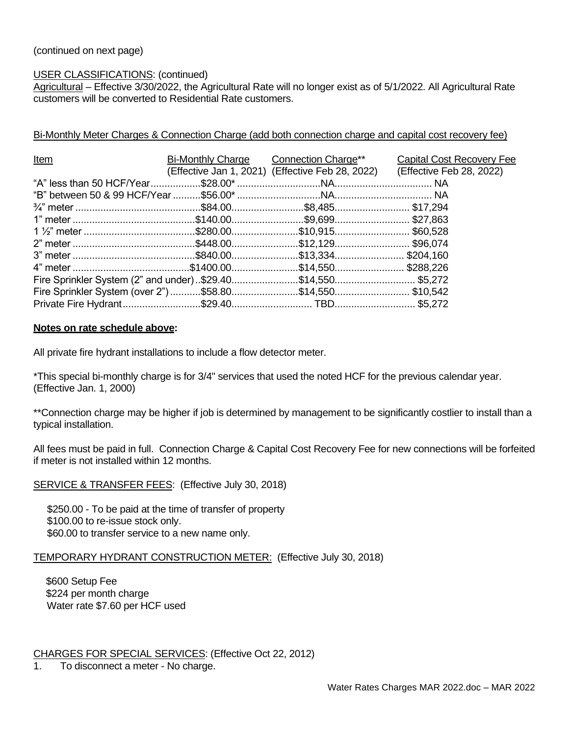(continued on next page)

USER CLASSIFICATIONS: (continued)

Agricultural – Effective 3/30/2022, the Agricultural Rate will no longer exist as of 5/1/2022. All Agricultural Rate customers will be converted to Residential Rate customers.

Bi-Monthly Meter Charges & Connection Charge (add both connection charge and capital cost recovery fee)

| Item | Bi-Monthly Charge (Effective Jan 1, 2021) | Connection Charge** (Effective Feb 28, 2022) | Capital Cost Recovery Fee (Effective Feb 28, 2022) |
|---|---|---|---|
| "A" less than 50 HCF/Year | $28.00* | NA | NA |
| "B" between 50 & 99 HCF/Year | $56.00* | NA | NA |
| ¾" meter | $84.00 | $8,485 | $17,294 |
| 1" meter | $140.00 | $9,699 | $27,863 |
| 1 ½" meter | $280.00 | $10,915 | $60,528 |
| 2" meter | $448.00 | $12,129 | $96,074 |
| 3" meter | $840.00 | $13,334 | $204,160 |
| 4" meter | $1400.00 | $14,550 | $288,226 |
| Fire Sprinkler System (2" and under) | $29.40 | $14,550 | $5,272 |
| Fire Sprinkler System (over 2") | $58.80 | $14,550 | $10,542 |
| Private Fire Hydrant | $29.40 | TBD | $5,272 |

**Notes on rate schedule above:**

All private fire hydrant installations to include a flow detector meter.

*This special bi-monthly charge is for 3/4" services that used the noted HCF for the previous calendar year. (Effective Jan. 1, 2000)

**Connection charge may be higher if job is determined by management to be significantly costlier to install than a typical installation.

All fees must be paid in full. Connection Charge & Capital Cost Recovery Fee for new connections will be forfeited if meter is not installed within 12 months.

SERVICE & TRANSFER FEES: (Effective July 30, 2018)

$250.00 - To be paid at the time of transfer of property  
$100.00 to re-issue stock only.  
$60.00 to transfer service to a new name only.

TEMPORARY HYDRANT CONSTRUCTION METER: (Effective July 30, 2018)

$600 Setup Fee  
$224 per month charge  
Water rate $7.60 per HCF used

CHARGES FOR SPECIAL SERVICES: (Effective Oct 22, 2012)

1. To disconnect a meter - No charge.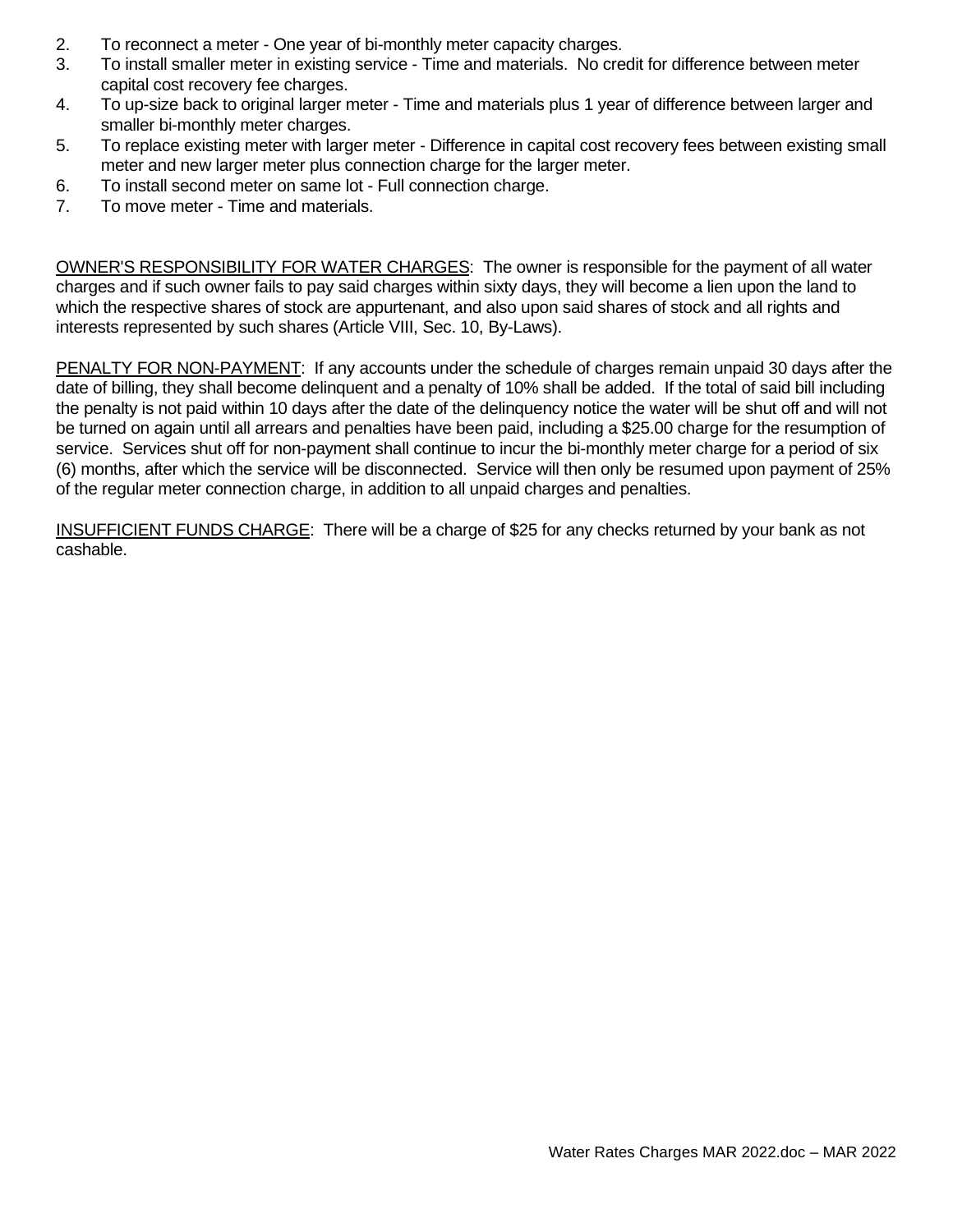2. To reconnect a meter - One year of bi-monthly meter capacity charges.
3. To install smaller meter in existing service - Time and materials. No credit for difference between meter capital cost recovery fee charges.
4. To up-size back to original larger meter - Time and materials plus 1 year of difference between larger and smaller bi-monthly meter charges.
5. To replace existing meter with larger meter - Difference in capital cost recovery fees between existing small meter and new larger meter plus connection charge for the larger meter.
6. To install second meter on same lot - Full connection charge.
7. To move meter - Time and materials.

<u>OWNER'S RESPONSIBILITY FOR WATER CHARGES</u>: The owner is responsible for the payment of all water charges and if such owner fails to pay said charges within sixty days, they will become a lien upon the land to which the respective shares of stock are appurtenant, and also upon said shares of stock and all rights and interests represented by such shares (Article VIII, Sec. 10, By-Laws).

<u>PENALTY FOR NON-PAYMENT</u>: If any accounts under the schedule of charges remain unpaid 30 days after the date of billing, they shall become delinquent and a penalty of 10% shall be added. If the total of said bill including the penalty is not paid within 10 days after the date of the delinquency notice the water will be shut off and will not be turned on again until all arrears and penalties have been paid, including a $25.00 charge for the resumption of service. Services shut off for non-payment shall continue to incur the bi-monthly meter charge for a period of six (6) months, after which the service will be disconnected. Service will then only be resumed upon payment of 25% of the regular meter connection charge, in addition to all unpaid charges and penalties.

<u>INSUFFICIENT FUNDS CHARGE</u>: There will be a charge of $25 for any checks returned by your bank as not cashable.